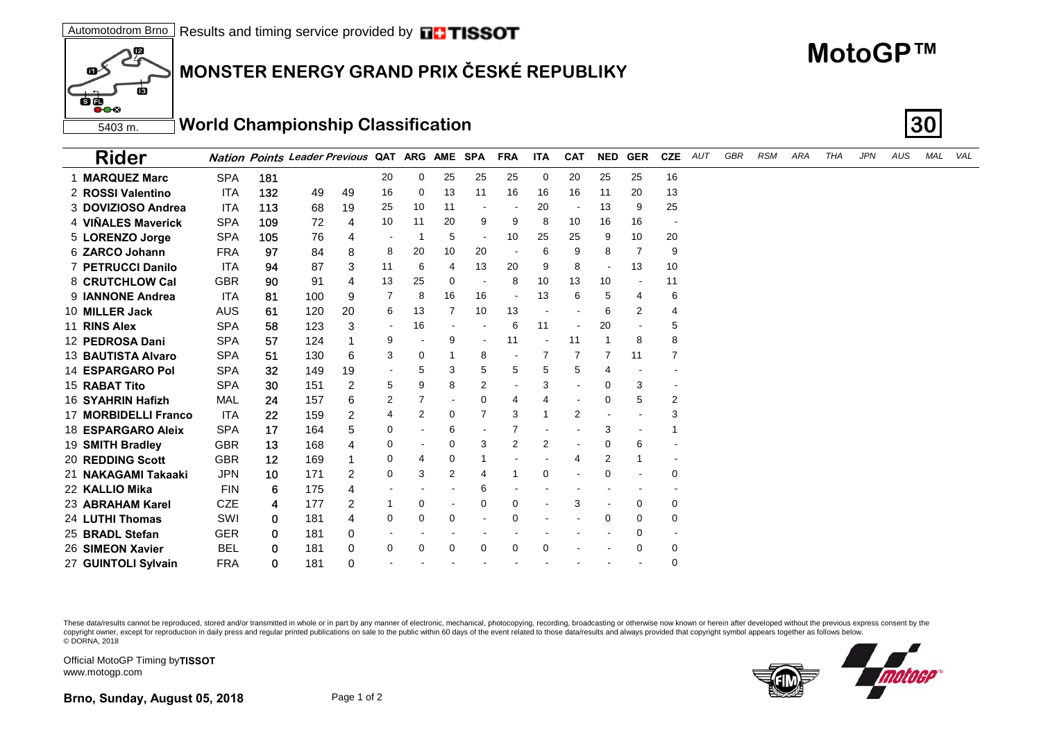Automotodrom Brno | Results and timing service provided by TISSOT

5403 m.

# MONSTER ENERGY GRAND PRIX ČESKÉ REPUBLIKY

## MotoGP™

## World Championship Classification

**30**

| Rider | Nation | Points | Leader | Previous | QAT | ARG | AME | SPA | FRA | ITA | CAT | NED | GER | CZE | AUT | GBR | RSM | ARA | THA | JPN | AUS | MAL | VAL |
|---|---|---|---|---|---|---|---|---|---|---|---|---|---|---|---|---|---|---|---|---|---|---|---|
| 1 **MARQUEZ Marc** | SPA | 181 | | | 20 | 0 | 25 | 25 | 25 | 0 | 20 | 25 | 25 | 16 | | | | | | | | | |
| 2 **ROSSI Valentino** | ITA | 132 | 49 | 49 | 16 | 0 | 13 | 11 | 16 | 16 | 16 | 11 | 20 | 13 | | | | | | | | | |
| 3 **DOVIZIOSO Andrea** | ITA | 113 | 68 | 19 | 25 | 10 | 11 | - | - | 20 | - | 13 | 9 | 25 | | | | | | | | | |
| 4 **VIÑALES Maverick** | SPA | 109 | 72 | 4 | 10 | 11 | 20 | 9 | 9 | 8 | 10 | 16 | 16 | - | | | | | | | | | |
| 5 **LORENZO Jorge** | SPA | 105 | 76 | 4 | - | 1 | 5 | - | 10 | 25 | 25 | 9 | 10 | 20 | | | | | | | | | |
| 6 **ZARCO Johann** | FRA | 97 | 84 | 8 | 8 | 20 | 10 | 20 | - | 6 | 9 | 8 | 7 | 9 | | | | | | | | | |
| 7 **PETRUCCI Danilo** | ITA | 94 | 87 | 3 | 11 | 6 | 4 | 13 | 20 | 9 | 8 | - | 13 | 10 | | | | | | | | | |
| 8 **CRUTCHLOW Cal** | GBR | 90 | 91 | 4 | 13 | 25 | 0 | - | 8 | 10 | 13 | 10 | - | 11 | | | | | | | | | |
| 9 **IANNONE Andrea** | ITA | 81 | 100 | 9 | 7 | 8 | 16 | 16 | - | 13 | 6 | 5 | 4 | 6 | | | | | | | | | |
| 10 **MILLER Jack** | AUS | 61 | 120 | 20 | 6 | 13 | 7 | 10 | 13 | - | - | 6 | 2 | 4 | | | | | | | | | |
| 11 **RINS Alex** | SPA | 58 | 123 | 3 | - | 16 | - | - | 6 | 11 | - | 20 | - | 5 | | | | | | | | | |
| 12 **PEDROSA Dani** | SPA | 57 | 124 | 1 | 9 | - | 9 | - | 11 | - | 11 | 1 | 8 | 8 | | | | | | | | | |
| 13 **BAUTISTA Alvaro** | SPA | 51 | 130 | 6 | 3 | 0 | 1 | 8 | - | 7 | 7 | 7 | 11 | 7 | | | | | | | | | |
| 14 **ESPARGARO Pol** | SPA | 32 | 149 | 19 | - | 5 | 3 | 5 | 5 | 5 | 5 | 4 | - | - | | | | | | | | | |
| 15 **RABAT Tito** | SPA | 30 | 151 | 2 | 5 | 9 | 8 | 2 | - | 3 | - | 0 | 3 | - | | | | | | | | | |
| 16 **SYAHRIN Hafizh** | MAL | 24 | 157 | 6 | 2 | 7 | - | 0 | 4 | 4 | - | 0 | 5 | 2 | | | | | | | | | |
| 17 **MORBIDELLI Franco** | ITA | 22 | 159 | 2 | 4 | 2 | 0 | 7 | 3 | 1 | 2 | - | - | 3 | | | | | | | | | |
| 18 **ESPARGARO Aleix** | SPA | 17 | 164 | 5 | 0 | - | 6 | - | 7 | - | - | 3 | - | 1 | | | | | | | | | |
| 19 **SMITH Bradley** | GBR | 13 | 168 | 4 | 0 | - | 0 | 3 | 2 | 2 | - | 0 | 6 | - | | | | | | | | | |
| 20 **REDDING Scott** | GBR | 12 | 169 | 1 | 0 | 4 | 0 | 1 | - | - | 4 | 2 | 1 | - | | | | | | | | | |
| 21 **NAKAGAMI Takaaki** | JPN | 10 | 171 | 2 | 0 | 3 | 2 | 4 | 1 | 0 | - | 0 | - | 0 | | | | | | | | | |
| 22 **KALLIO Mika** | FIN | 6 | 175 | 4 | - | - | - | 6 | - | - | - | - | - | - | | | | | | | | | |
| 23 **ABRAHAM Karel** | CZE | 4 | 177 | 2 | 1 | 0 | - | 0 | 0 | - | 3 | - | 0 | 0 | | | | | | | | | |
| 24 **LUTHI Thomas** | SWI | 0 | 181 | 4 | 0 | 0 | 0 | - | 0 | - | - | 0 | 0 | 0 | | | | | | | | | |
| 25 **BRADL Stefan** | GER | 0 | 181 | 0 | - | - | - | - | - | - | - | - | 0 | - | | | | | | | | | |
| 26 **SIMEON Xavier** | BEL | 0 | 181 | 0 | 0 | 0 | 0 | 0 | 0 | 0 | - | - | 0 | 0 | | | | | | | | | |
| 27 **GUINTOLI Sylvain** | FRA | 0 | 181 | 0 | - | - | - | - | - | - | - | - | - | 0 | | | | | | | | | |

These data/results cannot be reproduced, stored and/or transmitted in whole or in part by any manner of electronic, mechanical, photocopying, recording, broadcasting or otherwise now known or herein after developed without the previous express consent by the copyright owner, except for reproduction in daily press and regular printed publications on sale to the public within 60 days of the event related to those data/results and always provided that copyright symbol appears together as follows below.
© DORNA, 2018

Official MotoGP Timing by TISSOT
www.motogp.com

**Brno, Sunday, August 05, 2018**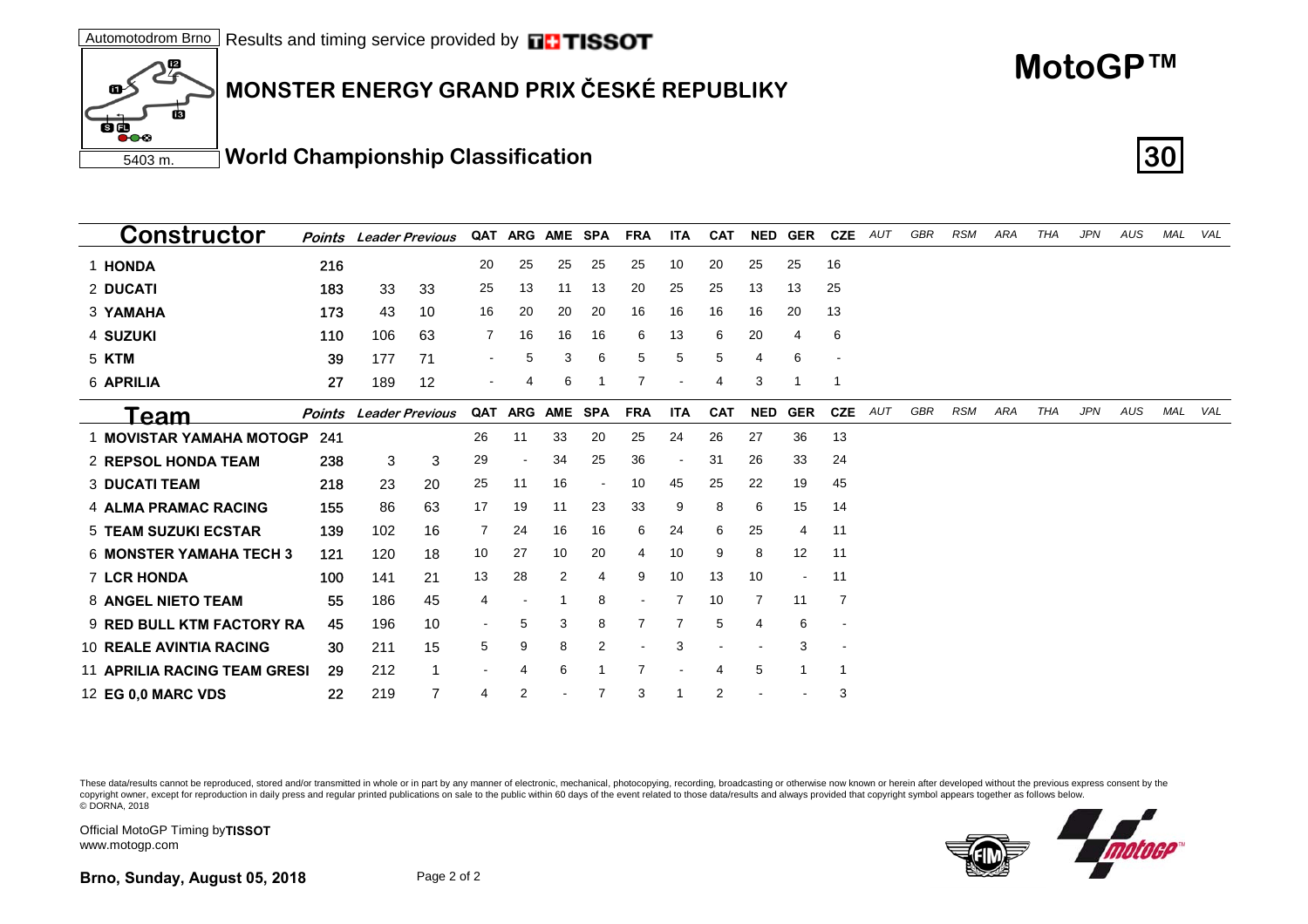Automotodrom Brno Results and timing service provided by TISSOT

# MONSTER ENERGY GRAND PRIX ČESKÉ REPUBLIKY

# MotoGP™

5403 m.

## World Championship Classification

30

| Constructor | Points | Leader | Previous | QAT | ARG | AME | SPA | FRA | ITA | CAT | NED | GER | CZE | AUT | GBR | RSM | ARA | THA | JPN | AUS | MAL | VAL |
|---|---|---|---|---|---|---|---|---|---|---|---|---|---|---|---|---|---|---|---|---|---|---|
| 1 HONDA | 216 | | | 20 | 25 | 25 | 25 | 25 | 10 | 20 | 25 | 25 | 16 | | | | | | | | | |
| 2 DUCATI | 183 | 33 | 33 | 25 | 13 | 11 | 13 | 20 | 25 | 25 | 13 | 13 | 25 | | | | | | | | | |
| 3 YAMAHA | 173 | 43 | 10 | 16 | 20 | 20 | 20 | 16 | 16 | 16 | 16 | 20 | 13 | | | | | | | | | |
| 4 SUZUKI | 110 | 106 | 63 | 7 | 16 | 16 | 16 | 6 | 13 | 6 | 20 | 4 | 6 | | | | | | | | | |
| 5 KTM | 39 | 177 | 71 | - | 5 | 3 | 6 | 5 | 5 | 5 | 4 | 6 | - | | | | | | | | | |
| 6 APRILIA | 27 | 189 | 12 | - | 4 | 6 | 1 | 7 | - | 4 | 3 | 1 | 1 | | | | | | | | | |

| Team | Points | Leader | Previous | QAT | ARG | AME | SPA | FRA | ITA | CAT | NED | GER | CZE | AUT | GBR | RSM | ARA | THA | JPN | AUS | MAL | VAL |
|---|---|---|---|---|---|---|---|---|---|---|---|---|---|---|---|---|---|---|---|---|---|---|
| 1 MOVISTAR YAMAHA MOTOGP | 241 | | | 26 | 11 | 33 | 20 | 25 | 24 | 26 | 27 | 36 | 13 | | | | | | | | | |
| 2 REPSOL HONDA TEAM | 238 | 3 | 3 | 29 | - | 34 | 25 | 36 | - | 31 | 26 | 33 | 24 | | | | | | | | | |
| 3 DUCATI TEAM | 218 | 23 | 20 | 25 | 11 | 16 | - | 10 | 45 | 25 | 22 | 19 | 45 | | | | | | | | | |
| 4 ALMA PRAMAC RACING | 155 | 86 | 63 | 17 | 19 | 11 | 23 | 33 | 9 | 8 | 6 | 15 | 14 | | | | | | | | | |
| 5 TEAM SUZUKI ECSTAR | 139 | 102 | 16 | 7 | 24 | 16 | 16 | 6 | 24 | 6 | 25 | 4 | 11 | | | | | | | | | |
| 6 MONSTER YAMAHA TECH 3 | 121 | 120 | 18 | 10 | 27 | 10 | 20 | 4 | 10 | 9 | 8 | 12 | 11 | | | | | | | | | |
| 7 LCR HONDA | 100 | 141 | 21 | 13 | 28 | 2 | 4 | 9 | 10 | 13 | 10 | - | 11 | | | | | | | | | |
| 8 ANGEL NIETO TEAM | 55 | 186 | 45 | 4 | - | 1 | 8 | - | 7 | 10 | 7 | 11 | 7 | | | | | | | | | |
| 9 RED BULL KTM FACTORY RA | 45 | 196 | 10 | - | 5 | 3 | 8 | 7 | 7 | 5 | 4 | 6 | - | | | | | | | | | |
| 10 REALE AVINTIA RACING | 30 | 211 | 15 | 5 | 9 | 8 | 2 | - | 3 | - | - | 3 | - | | | | | | | | | |
| 11 APRILIA RACING TEAM GRESI | 29 | 212 | 1 | - | 4 | 6 | 1 | 7 | - | 4 | 5 | 1 | 1 | | | | | | | | | |
| 12 EG 0,0 MARC VDS | 22 | 219 | 7 | 4 | 2 | - | 7 | 3 | 1 | 2 | - | - | 3 | | | | | | | | | |

These data/results cannot be reproduced, stored and/or transmitted in whole or in part by any manner of electronic, mechanical, photocopying, recording, broadcasting or otherwise now known or herein after developed without the previous express consent by the copyright owner, except for reproduction in daily press and regular printed publications on sale to the public within 60 days of the event related to those data/results and always provided that copyright symbol appears together as follows below.
© DORNA, 2018

Official MotoGP Timing by TISSOT
www.motogp.com

Brno, Sunday, August 05, 2018